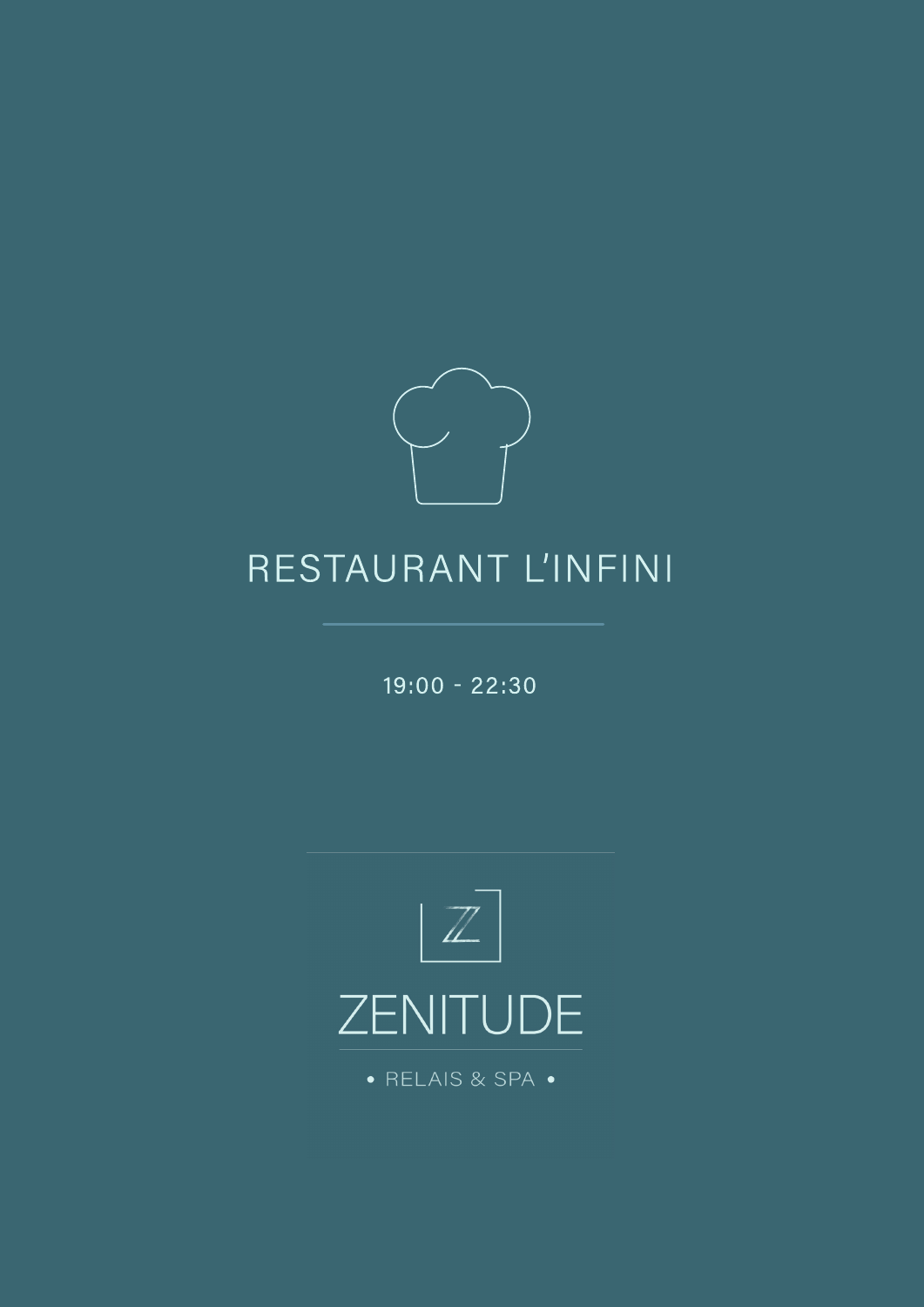# RESTAURANT L'INFINI

19:00 - 22:30

ZENITUDE

• RELAIS & SPA •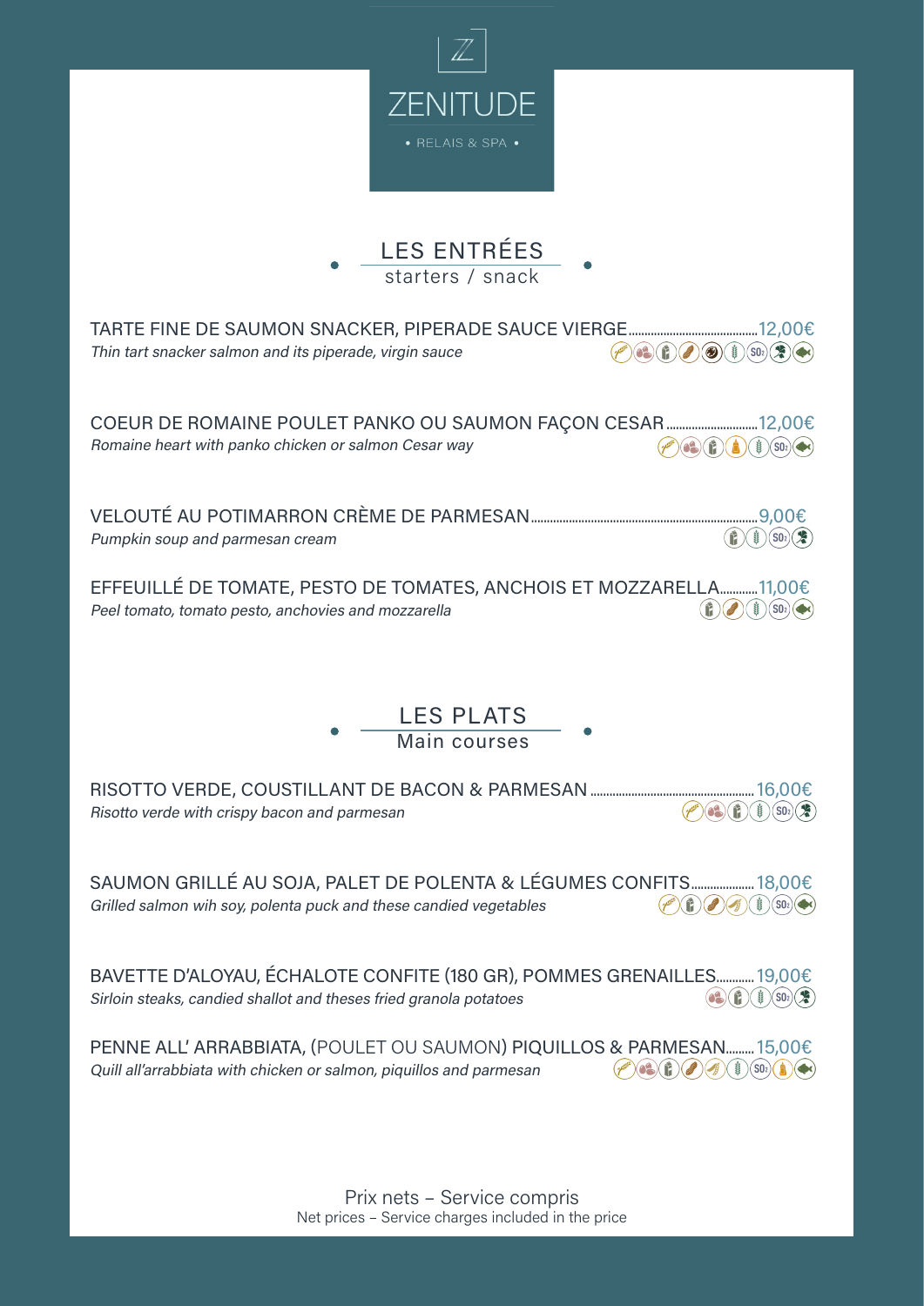# ZENITUDE

• RELAIS & SPA •

## LES ENTRÉES
starters / snack

**TARTE FINE DE SAUMON SNACKER, PIPERADE SAUCE VIERGE** ........ 12,00€
*Thin tart snacker salmon and its piperade, virgin sauce*

**COEUR DE ROMAINE POULET PANKO OU SAUMON FAÇON CESAR** ........ 12,00€
*Romaine heart with panko chicken or salmon Cesar way*

**VELOUTÉ AU POTIMARRON CRÈME DE PARMESAN** ........ 9,00€
*Pumpkin soup and parmesan cream*

**EFFEUILLÉ DE TOMATE, PESTO DE TOMATES, ANCHOIS ET MOZZARELLA** ........ 11,00€
*Peel tomato, tomato pesto, anchovies and mozzarella*

## LES PLATS
Main courses

**RISOTTO VERDE, COUSTILLANT DE BACON & PARMESAN** ........ 16,00€
*Risotto verde with crispy bacon and parmesan*

**SAUMON GRILLÉ AU SOJA, PALET DE POLENTA & LÉGUMES CONFITS** ........ 18,00€
*Grilled salmon wih soy, polenta puck and these candied vegetables*

**BAVETTE D'ALOYAU, ÉCHALOTE CONFITE (180 GR), POMMES GRENAILLES** ........ 19,00€
*Sirloin steaks, candied shallot and theses fried granola potatoes*

**PENNE ALL' ARRABBIATA, (POULET OU SAUMON) PIQUILLOS & PARMESAN** ........ 15,00€
*Quill all'arrabbiata with chicken or salmon, piquillos and parmesan*

Prix nets – Service compris
Net prices – Service charges included in the price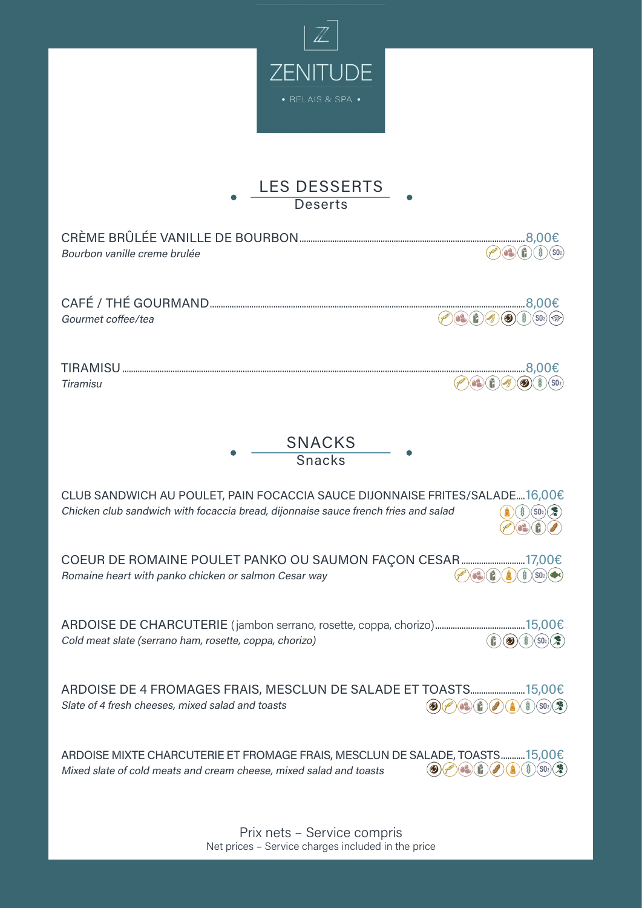# ZENITUDE

• RELAIS & SPA •

## LES DESSERTS
Deserts

CRÈME BRÛLÉE VANILLE DE BOURBON........8,00€
*Bourbon vanille creme brulée*

CAFÉ / THÉ GOURMAND........8,00€
*Gourmet coffee/tea*

TIRAMISU........8,00€
*Tiramisu*

## SNACKS
Snacks

CLUB SANDWICH AU POULET, PAIN FOCACCIA SAUCE DIJONNAISE FRITES/SALADE....16,00€
*Chicken club sandwich with focaccia bread, dijonnaise sauce french fries and salad*

COEUR DE ROMAINE POULET PANKO OU SAUMON FAÇON CESAR........17,00€
*Romaine heart with panko chicken or salmon Cesar way*

ARDOISE DE CHARCUTERIE (jambon serrano, rosette, coppa, chorizo)........15,00€
*Cold meat slate (serrano ham, rosette, coppa, chorizo)*

ARDOISE DE 4 FROMAGES FRAIS, MESCLUN DE SALADE ET TOASTS........15,00€
*Slate of 4 fresh cheeses, mixed salad and toasts*

ARDOISE MIXTE CHARCUTERIE ET FROMAGE FRAIS, MESCLUN DE SALADE, TOASTS........15,00€
*Mixed slate of cold meats and cream cheese, mixed salad and toasts*

Prix nets – Service compris
Net prices – Service charges included in the price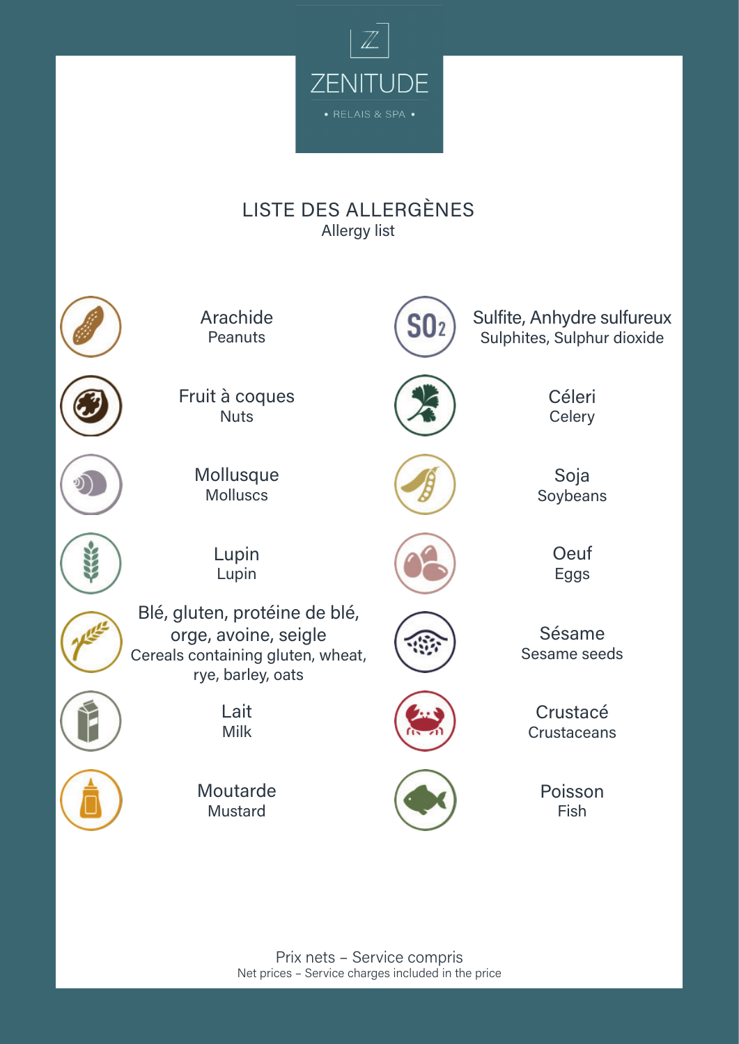ZENITUDE

• RELAIS & SPA •

# LISTE DES ALLERGÈNES

Allergy list

Arachide
Peanuts

Fruit à coques
Nuts

Mollusque
Molluscs

Lupin
Lupin

Blé, gluten, protéine de blé, orge, avoine, seigle
Cereals containing gluten, wheat, rye, barley, oats

Lait
Milk

Moutarde
Mustard

Sulfite, Anhydre sulfureux
Sulphites, Sulphur dioxide

Céleri
Celery

Soja
Soybeans

Oeuf
Eggs

Sésame
Sesame seeds

Crustacé
Crustaceans

Poisson
Fish

Prix nets – Service compris
Net prices – Service charges included in the price